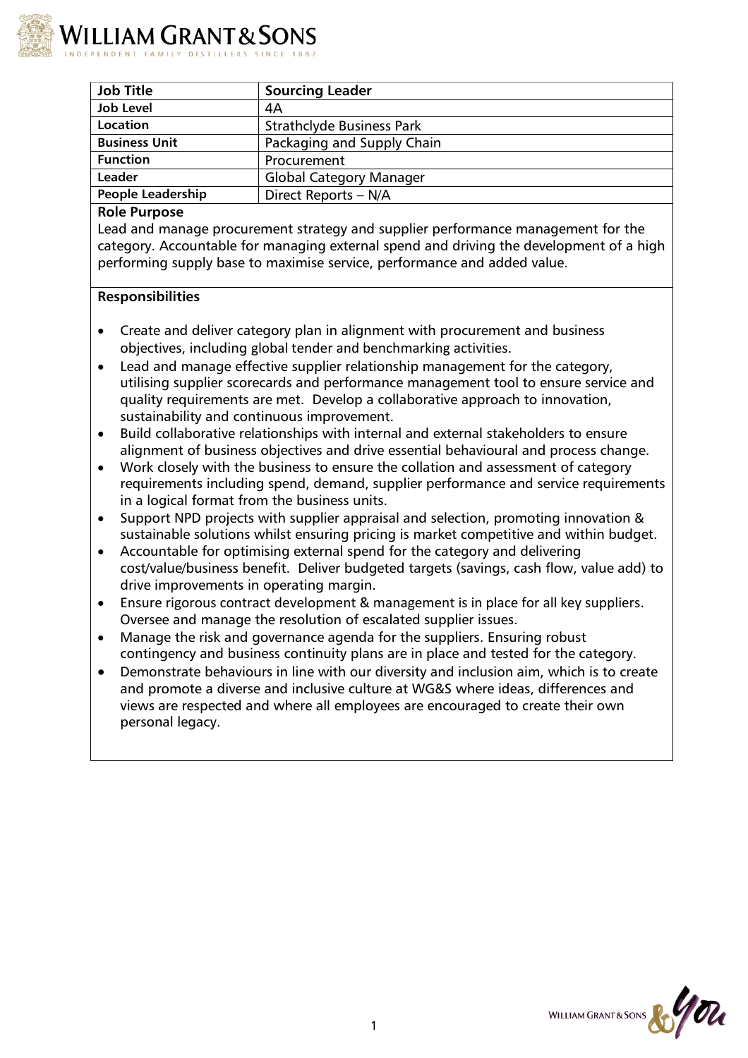| Job Title | Sourcing Leader |
| --- | --- |
| Job Level | 4A |
| Location | Strathclyde Business Park |
| Business Unit | Packaging and Supply Chain |
| Function | Procurement |
| Leader | Global Category Manager |
| People Leadership | Direct Reports – N/A |

**Role Purpose**

Lead and manage procurement strategy and supplier performance management for the category. Accountable for managing external spend and driving the development of a high performing supply base to maximise service, performance and added value.

**Responsibilities**

- Create and deliver category plan in alignment with procurement and business objectives, including global tender and benchmarking activities.
- Lead and manage effective supplier relationship management for the category, utilising supplier scorecards and performance management tool to ensure service and quality requirements are met. Develop a collaborative approach to innovation, sustainability and continuous improvement.
- Build collaborative relationships with internal and external stakeholders to ensure alignment of business objectives and drive essential behavioural and process change.
- Work closely with the business to ensure the collation and assessment of category requirements including spend, demand, supplier performance and service requirements in a logical format from the business units.
- Support NPD projects with supplier appraisal and selection, promoting innovation & sustainable solutions whilst ensuring pricing is market competitive and within budget.
- Accountable for optimising external spend for the category and delivering cost/value/business benefit. Deliver budgeted targets (savings, cash flow, value add) to drive improvements in operating margin.
- Ensure rigorous contract development & management is in place for all key suppliers. Oversee and manage the resolution of escalated supplier issues.
- Manage the risk and governance agenda for the suppliers. Ensuring robust contingency and business continuity plans are in place and tested for the category.
- Demonstrate behaviours in line with our diversity and inclusion aim, which is to create and promote a diverse and inclusive culture at WG&S where ideas, differences and views are respected and where all employees are encouraged to create their own personal legacy.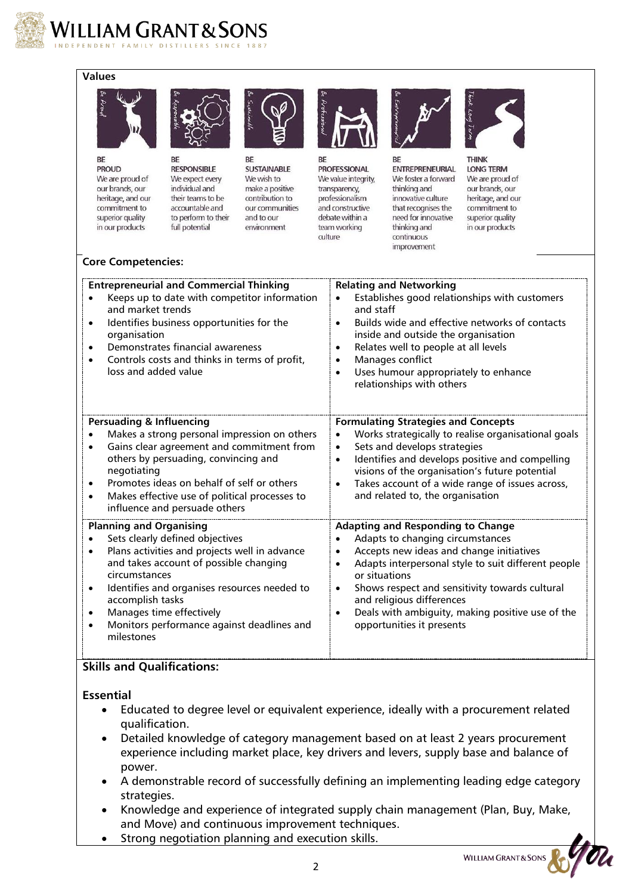**Values**

**BE PROUD**
We are proud of our brands, our heritage, and our commitment to superior quality in our products

**BE RESPONSIBLE**
We expect every individual and their teams to be accountable and to perform to their full potential

**BE SUSTAINABLE**
We wish to make a positive contribution to our communities and to our environment

**BE PROFESSIONAL**
We value integrity, transparency, professionalism and constructive debate within a team working culture

**BE ENTREPRENEURIAL**
We foster a forward thinking and innovative culture that recognises the need for innovative thinking and continuous improvement

**THINK LONG TERM**
We are proud of our brands, our heritage, and our commitment to superior quality in our products

**Core Competencies:**

| **Entrepreneurial and Commercial Thinking** | **Relating and Networking** |
|---|---|
| • Keeps up to date with competitor information and market trends<br>• Identifies business opportunities for the organisation<br>• Demonstrates financial awareness<br>• Controls costs and thinks in terms of profit, loss and added value | • Establishes good relationships with customers and staff<br>• Builds wide and effective networks of contacts inside and outside the organisation<br>• Relates well to people at all levels<br>• Manages conflict<br>• Uses humour appropriately to enhance relationships with others |
| **Persuading & Influencing** | **Formulating Strategies and Concepts** |
| • Makes a strong personal impression on others<br>• Gains clear agreement and commitment from others by persuading, convincing and negotiating<br>• Promotes ideas on behalf of self or others<br>• Makes effective use of political processes to influence and persuade others | • Works strategically to realise organisational goals<br>• Sets and develops strategies<br>• Identifies and develops positive and compelling visions of the organisation's future potential<br>• Takes account of a wide range of issues across, and related to, the organisation |
| **Planning and Organising** | **Adapting and Responding to Change** |
| • Sets clearly defined objectives<br>• Plans activities and projects well in advance and takes account of possible changing circumstances<br>• Identifies and organises resources needed to accomplish tasks<br>• Manages time effectively<br>• Monitors performance against deadlines and milestones | • Adapts to changing circumstances<br>• Accepts new ideas and change initiatives<br>• Adapts interpersonal style to suit different people or situations<br>• Shows respect and sensitivity towards cultural and religious differences<br>• Deals with ambiguity, making positive use of the opportunities it presents |

**Skills and Qualifications:**

**Essential**

- Educated to degree level or equivalent experience, ideally with a procurement related qualification.
- Detailed knowledge of category management based on at least 2 years procurement experience including market place, key drivers and levers, supply base and balance of power.
- A demonstrable record of successfully defining an implementing leading edge category strategies.
- Knowledge and experience of integrated supply chain management (Plan, Buy, Make, and Move) and continuous improvement techniques.
- Strong negotiation planning and execution skills.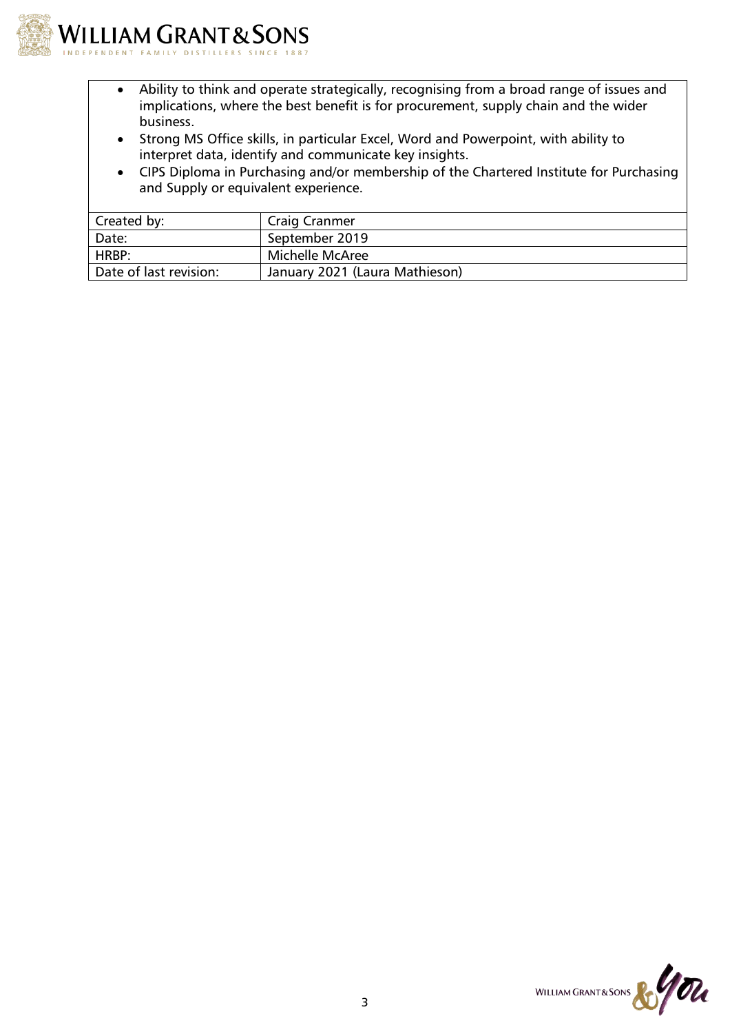- Ability to think and operate strategically, recognising from a broad range of issues and implications, where the best benefit is for procurement, supply chain and the wider business.
- Strong MS Office skills, in particular Excel, Word and Powerpoint, with ability to interpret data, identify and communicate key insights.
- CIPS Diploma in Purchasing and/or membership of the Chartered Institute for Purchasing and Supply or equivalent experience.

| | |
|---|---|
| Created by: | Craig Cranmer |
| Date: | September 2019 |
| HRBP: | Michelle McAree |
| Date of last revision: | January 2021 (Laura Mathieson) |